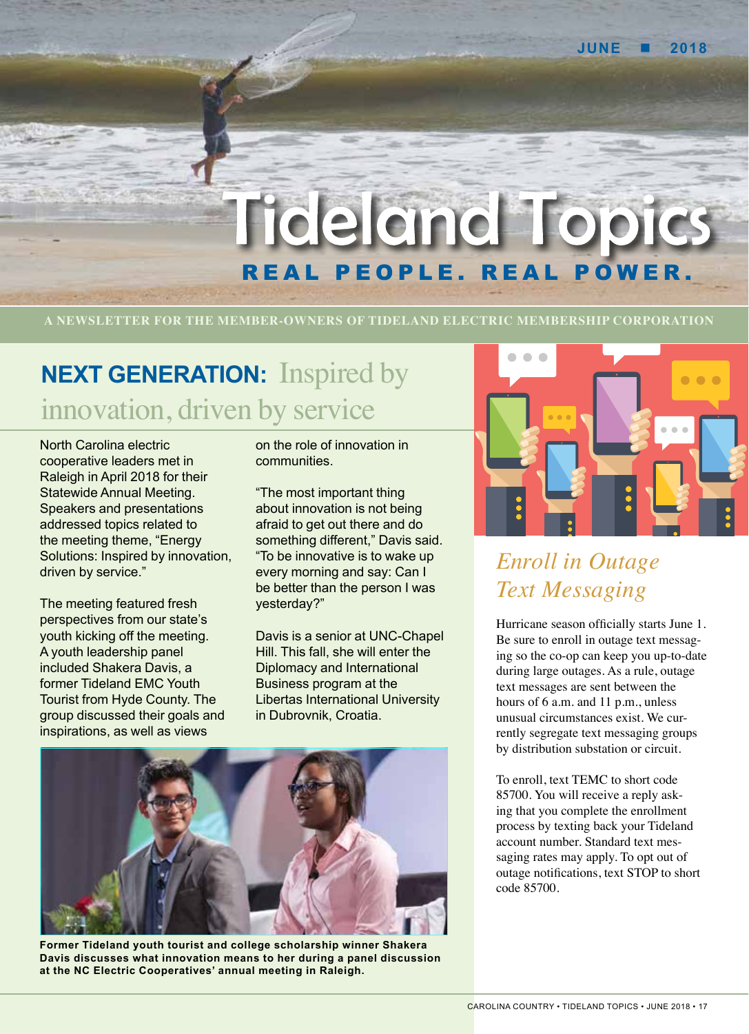JUNE ■ 2018

# Tideland Topics

**REAL PEOPLE. REAL POWER.**

A NEWSLETTER FOR THE MEMBER-OWNERS OF TIDELAND ELECTRIC MEMBERSHIP CORPORATION

## NEXT GENERATION: Inspired by innovation, driven by service

North Carolina electric cooperative leaders met in Raleigh in April 2018 for their Statewide Annual Meeting. Speakers and presentations addressed topics related to the meeting theme, "Energy Solutions: Inspired by innovation, driven by service."

The meeting featured fresh perspectives from our state's youth kicking off the meeting. A youth leadership panel included Shakera Davis, a former Tideland EMC Youth Tourist from Hyde County. The group discussed their goals and inspirations, as well as views on the role of innovation in communities.

"The most important thing about innovation is not being afraid to get out there and do something different," Davis said. "To be innovative is to wake up every morning and say: Can I be better than the person I was yesterday?"

Davis is a senior at UNC-Chapel Hill. This fall, she will enter the Diplomacy and International Business program at the Libertas International University in Dubrovnik, Croatia.

**Former Tideland youth tourist and college scholarship winner Shakera Davis discusses what innovation means to her during a panel discussion at the NC Electric Cooperatives' annual meeting in Raleigh.**

## *Enroll in Outage Text Messaging*

Hurricane season officially starts June 1. Be sure to enroll in outage text messaging so the co-op can keep you up-to-date during large outages. As a rule, outage text messages are sent between the hours of 6 a.m. and 11 p.m., unless unusual circumstances exist. We currently segregate text messaging groups by distribution substation or circuit.

To enroll, text TEMC to short code 85700. You will receive a reply asking that you complete the enrollment process by texting back your Tideland account number. Standard text messaging rates may apply. To opt out of outage notifications, text STOP to short code 85700.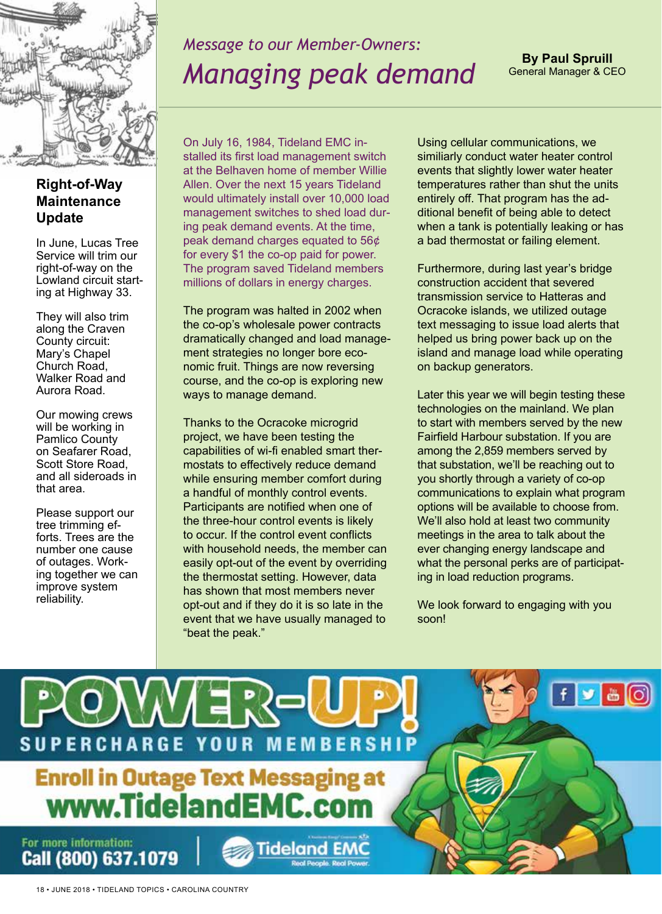## Right-of-Way Maintenance Update

In June, Lucas Tree Service will trim our right-of-way on the Lowland circuit starting at Highway 33.

They will also trim along the Craven County circuit: Mary's Chapel Church Road, Walker Road and Aurora Road.

Our mowing crews will be working in Pamlico County on Seafarer Road, Scott Store Road, and all sideroads in that area.

Please support our tree trimming efforts. Trees are the number one cause of outages. Working together we can improve system reliability.

*Message to our Member-Owners:*

# *Managing peak demand*

**By Paul Spruill**
General Manager & CEO

On July 16, 1984, Tideland EMC installed its first load management switch at the Belhaven home of member Willie Allen. Over the next 15 years Tideland would ultimately install over 10,000 load management switches to shed load during peak demand events. At the time, peak demand charges equated to 56¢ for every $1 the co-op paid for power. The program saved Tideland members millions of dollars in energy charges.

The program was halted in 2002 when the co-op's wholesale power contracts dramatically changed and load management strategies no longer bore economic fruit. Things are now reversing course, and the co-op is exploring new ways to manage demand.

Thanks to the Ocracoke microgrid project, we have been testing the capabilities of wi-fi enabled smart thermostats to effectively reduce demand while ensuring member comfort during a handful of monthly control events. Participants are notified when one of the three-hour control events is likely to occur. If the control event conflicts with household needs, the member can easily opt-out of the event by overriding the thermostat setting. However, data has shown that most members never opt-out and if they do it is so late in the event that we have usually managed to "beat the peak."

Using cellular communications, we similiarly conduct water heater control events that slightly lower water heater temperatures rather than shut the units entirely off. That program has the additional benefit of being able to detect when a tank is potentially leaking or has a bad thermostat or failing element.

Furthermore, during last year's bridge construction accident that severed transmission service to Hatteras and Ocracoke islands, we utilized outage text messaging to issue load alerts that helped us bring power back up on the island and manage load while operating on backup generators.

Later this year we will begin testing these technologies on the mainland. We plan to start with members served by the new Fairfield Harbour substation. If you are among the 2,859 members served by that substation, we'll be reaching out to you shortly through a variety of co-op communications to explain what program options will be available to choose from. We'll also hold at least two community meetings in the area to talk about the ever changing energy landscape and what the personal perks are of participating in load reduction programs.

We look forward to engaging with you soon!

**POWER-UP!**
**SUPERCHARGE YOUR MEMBERSHIP**

**Enroll in Outage Text Messaging at www.TidelandEMC.com**

For more information:
**Call (800) 637.1079**

Tideland EMC
Real People. Real Power.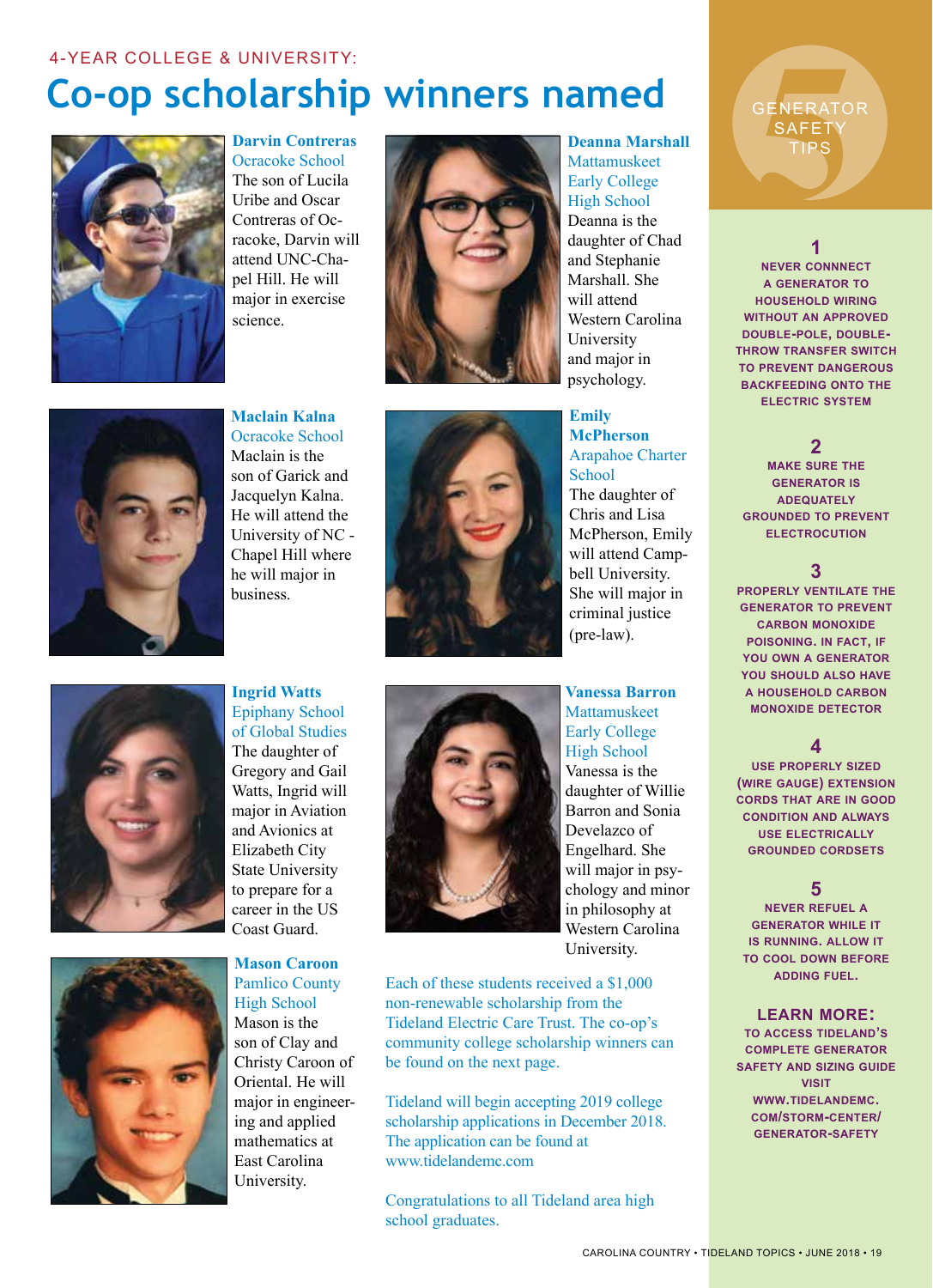4-YEAR COLLEGE & UNIVERSITY:

# Co-op scholarship winners named

**Darvin Contreras**
Ocracoke School
The son of Lucila Uribe and Oscar Contreras of Ocracoke, Darvin will attend UNC-Chapel Hill. He will major in exercise science.

**Maclain Kalna**
Ocracoke School
Maclain is the son of Garick and Jacquelyn Kalna. He will attend the University of NC - Chapel Hill where he will major in business.

**Ingrid Watts**
Epiphany School of Global Studies
The daughter of Gregory and Gail Watts, Ingrid will major in Aviation and Avionics at Elizabeth City State University to prepare for a career in the US Coast Guard.

**Mason Caroon**
Pamlico County High School
Mason is the son of Clay and Christy Caroon of Oriental. He will major in engineering and applied mathematics at East Carolina University.

**Deanna Marshall**
Mattamuskeet Early College High School
Deanna is the daughter of Chad and Stephanie Marshall. She will attend Western Carolina University and major in psychology.

**Emily McPherson**
Arapahoe Charter School
The daughter of Chris and Lisa McPherson, Emily will attend Campbell University. She will major in criminal justice (pre-law).

**Vanessa Barron**
Mattamuskeet Early College High School
Vanessa is the daughter of Willie Barron and Sonia Develazco of Engelhard. She will major in psychology and minor in philosophy at Western Carolina University.

Each of these students received a $1,000 non-renewable scholarship from the Tideland Electric Care Trust. The co-op's community college scholarship winners can be found on the next page.

Tideland will begin accepting 2019 college scholarship applications in December 2018. The application can be found at www.tidelandemc.com

Congratulations to all Tideland area high school graduates.

## 5 GENERATOR SAFETY TIPS

**1**
NEVER CONNNECT A GENERATOR TO HOUSEHOLD WIRING WITHOUT AN APPROVED DOUBLE-POLE, DOUBLE-THROW TRANSFER SWITCH TO PREVENT DANGEROUS BACKFEEDING ONTO THE ELECTRIC SYSTEM

**2**
MAKE SURE THE GENERATOR IS ADEQUATELY GROUNDED TO PREVENT ELECTROCUTION

**3**
PROPERLY VENTILATE THE GENERATOR TO PREVENT CARBON MONOXIDE POISONING. IN FACT, IF YOU OWN A GENERATOR YOU SHOULD ALSO HAVE A HOUSEHOLD CARBON MONOXIDE DETECTOR

**4**
USE PROPERLY SIZED (WIRE GAUGE) EXTENSION CORDS THAT ARE IN GOOD CONDITION AND ALWAYS USE ELECTRICALLY GROUNDED CORDSETS

**5**
NEVER REFUEL A GENERATOR WHILE IT IS RUNNING. ALLOW IT TO COOL DOWN BEFORE ADDING FUEL.

**LEARN MORE:**
TO ACCESS TIDELAND'S COMPLETE GENERATOR SAFETY AND SIZING GUIDE VISIT WWW.TIDELANDEMC.COM/STORM-CENTER/GENERATOR-SAFETY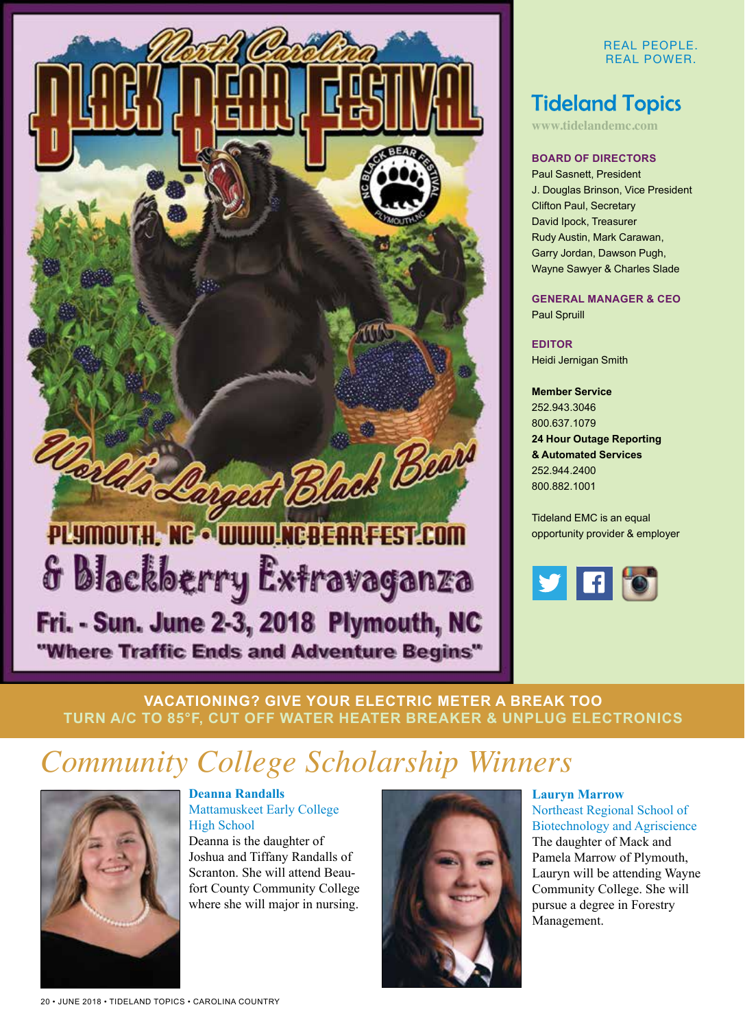# North Carolina Black Bear Festival

World's Largest Black Bears

PLYMOUTH, NC • WWW.NCBEARFEST.COM

& Blackberry Extravaganza

Fri. - Sun. June 2-3, 2018 Plymouth, NC

"Where Traffic Ends and Adventure Begins"

REAL PEOPLE.
REAL POWER.

## Tideland Topics

www.tidelandemc.com

**BOARD OF DIRECTORS**

Paul Sasnett, President
J. Douglas Brinson, Vice President
Clifton Paul, Secretary
David Ipock, Treasurer
Rudy Austin, Mark Carawan,
Garry Jordan, Dawson Pugh,
Wayne Sawyer & Charles Slade

**GENERAL MANAGER & CEO**

Paul Spruill

**EDITOR**

Heidi Jernigan Smith

**Member Service**
252.943.3046
800.637.1079

**24 Hour Outage Reporting & Automated Services**
252.944.2400
800.882.1001

Tideland EMC is an equal opportunity provider & employer

**VACATIONING? GIVE YOUR ELECTRIC METER A BREAK TOO**
**TURN A/C TO 85°F, CUT OFF WATER HEATER BREAKER & UNPLUG ELECTRONICS**

## *Community College Scholarship Winners*

**Deanna Randalls**
Mattamuskeet Early College High School

Deanna is the daughter of Joshua and Tiffany Randalls of Scranton. She will attend Beaufort County Community College where she will major in nursing.

**Lauryn Marrow**
Northeast Regional School of Biotechnology and Agriscience

The daughter of Mack and Pamela Marrow of Plymouth, Lauryn will be attending Wayne Community College. She will pursue a degree in Forestry Management.